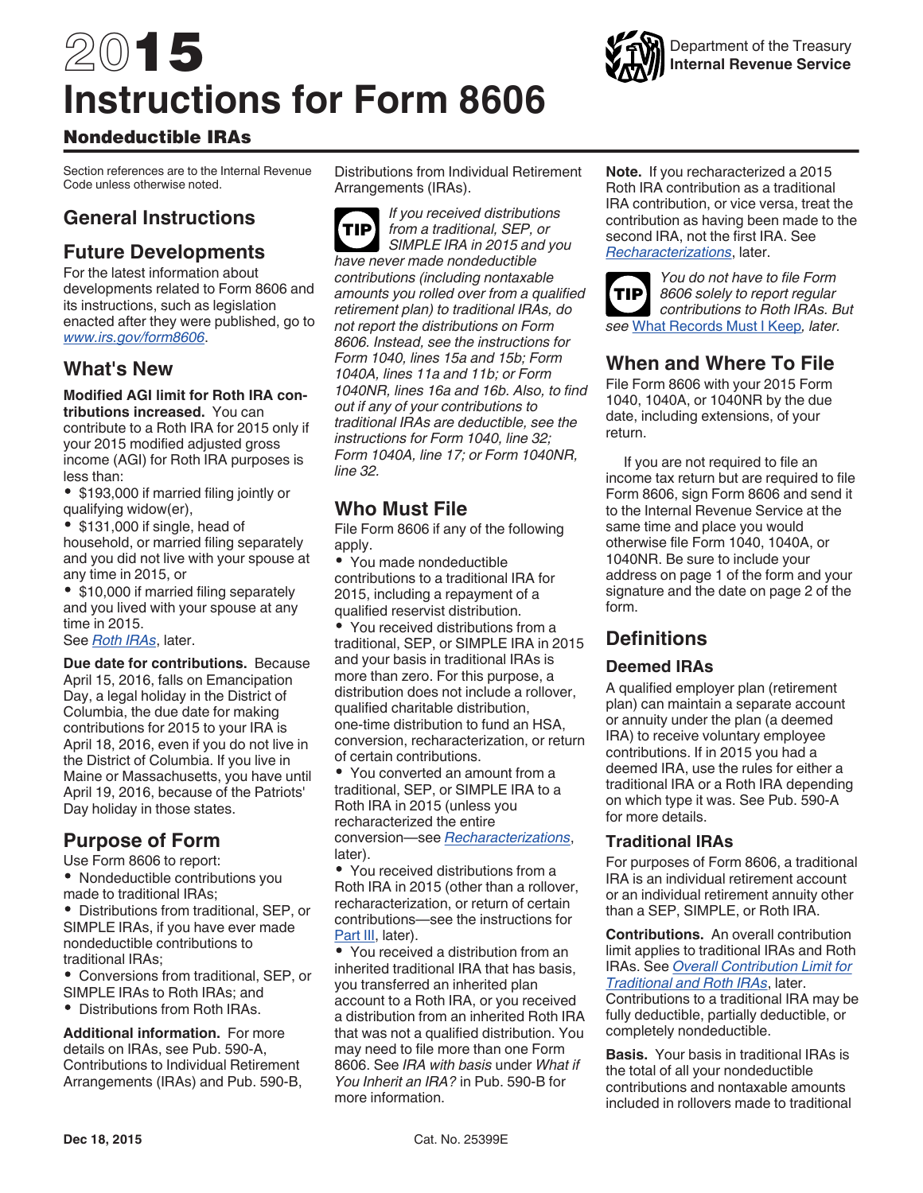# 2015 Instructions for Form 8606

## Nondeductible IRAs

Department of the Treasury
Internal Revenue Service

Section references are to the Internal Revenue Code unless otherwise noted.

## General Instructions

## Future Developments

For the latest information about developments related to Form 8606 and its instructions, such as legislation enacted after they were published, go to *www.irs.gov/form8606*.

## What's New

**Modified AGI limit for Roth IRA contributions increased.** You can contribute to a Roth IRA for 2015 only if your 2015 modified adjusted gross income (AGI) for Roth IRA purposes is less than:

- $193,000 if married filing jointly or qualifying widow(er),
- $131,000 if single, head of household, or married filing separately and you did not live with your spouse at any time in 2015, or
- $10,000 if married filing separately and you lived with your spouse at any time in 2015.

See *Roth IRAs*, later.

**Due date for contributions.** Because April 15, 2016, falls on Emancipation Day, a legal holiday in the District of Columbia, the due date for making contributions for 2015 to your IRA is April 18, 2016, even if you do not live in the District of Columbia. If you live in Maine or Massachusetts, you have until April 19, 2016, because of the Patriots' Day holiday in those states.

## Purpose of Form

Use Form 8606 to report:

- Nondeductible contributions you made to traditional IRAs;
- Distributions from traditional, SEP, or SIMPLE IRAs, if you have ever made nondeductible contributions to traditional IRAs;
- Conversions from traditional, SEP, or SIMPLE IRAs to Roth IRAs; and
- Distributions from Roth IRAs.

**Additional information.** For more details on IRAs, see Pub. 590-A, Contributions to Individual Retirement Arrangements (IRAs) and Pub. 590-B, Distributions from Individual Retirement Arrangements (IRAs).

**TIP** *If you received distributions from a traditional, SEP, or SIMPLE IRA in 2015 and you have never made nondeductible contributions (including nontaxable amounts you rolled over from a qualified retirement plan) to traditional IRAs, do not report the distributions on Form 8606. Instead, see the instructions for Form 1040, lines 15a and 15b; Form 1040A, lines 11a and 11b; or Form 1040NR, lines 16a and 16b. Also, to find out if any of your contributions to traditional IRAs are deductible, see the instructions for Form 1040, line 32; Form 1040A, line 17; or Form 1040NR, line 32.*

## Who Must File

File Form 8606 if any of the following apply.

- You made nondeductible contributions to a traditional IRA for 2015, including a repayment of a qualified reservist distribution.
- You received distributions from a traditional, SEP, or SIMPLE IRA in 2015 and your basis in traditional IRAs is more than zero. For this purpose, a distribution does not include a rollover, qualified charitable distribution, one-time distribution to fund an HSA, conversion, recharacterization, or return of certain contributions.
- You converted an amount from a traditional, SEP, or SIMPLE IRA to a Roth IRA in 2015 (unless you recharacterized the entire conversion—see *Recharacterizations*, later).
- You received distributions from a Roth IRA in 2015 (other than a rollover, recharacterization, or return of certain contributions—see the instructions for Part III, later).
- You received a distribution from an inherited traditional IRA that has basis, you transferred an inherited plan account to a Roth IRA, or you received a distribution from an inherited Roth IRA that was not a qualified distribution. You may need to file more than one Form 8606. See *IRA with basis* under *What if You Inherit an IRA?* in Pub. 590-B for more information.

**Note.** If you recharacterized a 2015 Roth IRA contribution as a traditional IRA contribution, or vice versa, treat the contribution as having been made to the second IRA, not the first IRA. See *Recharacterizations*, later.

**TIP** *You do not have to file Form 8606 solely to report regular contributions to Roth IRAs. But see What Records Must I Keep, later.*

## When and Where To File

File Form 8606 with your 2015 Form 1040, 1040A, or 1040NR by the due date, including extensions, of your return.

If you are not required to file an income tax return but are required to file Form 8606, sign Form 8606 and send it to the Internal Revenue Service at the same time and place you would otherwise file Form 1040, 1040A, or 1040NR. Be sure to include your address on page 1 of the form and your signature and the date on page 2 of the form.

## Definitions

### Deemed IRAs

A qualified employer plan (retirement plan) can maintain a separate account or annuity under the plan (a deemed IRA) to receive voluntary employee contributions. If in 2015 you had a deemed IRA, use the rules for either a traditional IRA or a Roth IRA depending on which type it was. See Pub. 590-A for more details.

### Traditional IRAs

For purposes of Form 8606, a traditional IRA is an individual retirement account or an individual retirement annuity other than a SEP, SIMPLE, or Roth IRA.

**Contributions.** An overall contribution limit applies to traditional IRAs and Roth IRAs. See *Overall Contribution Limit for Traditional and Roth IRAs*, later. Contributions to a traditional IRA may be fully deductible, partially deductible, or completely nondeductible.

**Basis.** Your basis in traditional IRAs is the total of all your nondeductible contributions and nontaxable amounts included in rollovers made to traditional

Dec 18, 2015 Cat. No. 25399E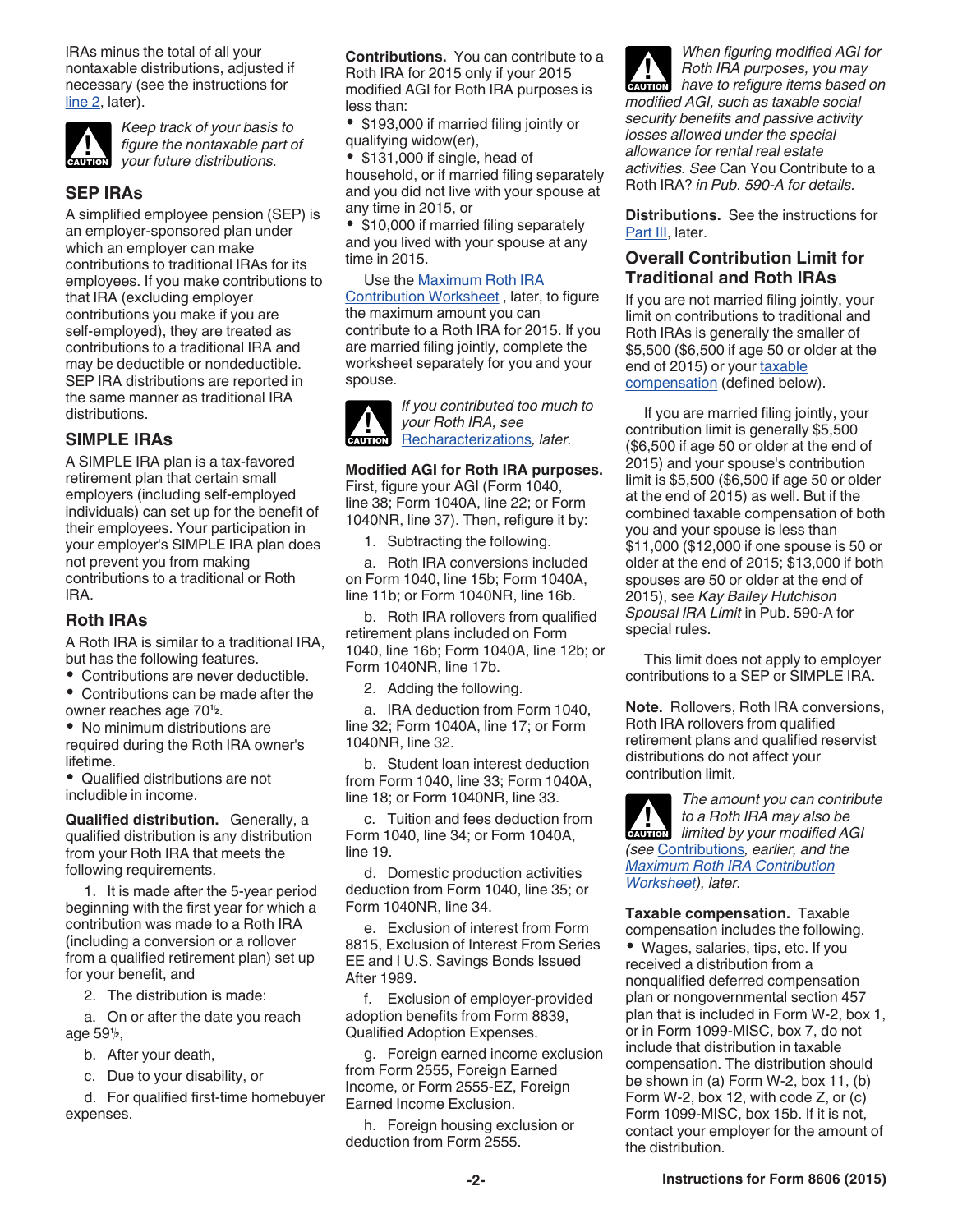IRAs minus the total of all your nontaxable distributions, adjusted if necessary (see the instructions for line 2, later).

> **CAUTION:** *Keep track of your basis to figure the nontaxable part of your future distributions.*

### SEP IRAs

A simplified employee pension (SEP) is an employer-sponsored plan under which an employer can make contributions to traditional IRAs for its employees. If you make contributions to that IRA (excluding employer contributions you make if you are self-employed), they are treated as contributions to a traditional IRA and may be deductible or nondeductible. SEP IRA distributions are reported in the same manner as traditional IRA distributions.

### SIMPLE IRAs

A SIMPLE IRA plan is a tax-favored retirement plan that certain small employers (including self-employed individuals) can set up for the benefit of their employees. Your participation in your employer's SIMPLE IRA plan does not prevent you from making contributions to a traditional or Roth IRA.

### Roth IRAs

A Roth IRA is similar to a traditional IRA, but has the following features.

- Contributions are never deductible.
- Contributions can be made after the owner reaches age 70½.
- No minimum distributions are required during the Roth IRA owner's lifetime.
- Qualified distributions are not includible in income.

**Qualified distribution.** Generally, a qualified distribution is any distribution from your Roth IRA that meets the following requirements.

1. It is made after the 5-year period beginning with the first year for which a contribution was made to a Roth IRA (including a conversion or a rollover from a qualified retirement plan) set up for your benefit, and

2. The distribution is made:

   a. On or after the date you reach age 59½,

   b. After your death,

   c. Due to your disability, or

   d. For qualified first-time homebuyer expenses.

**Contributions.** You can contribute to a Roth IRA for 2015 only if your 2015 modified AGI for Roth IRA purposes is less than:

- $193,000 if married filing jointly or qualifying widow(er),
- $131,000 if single, head of household, or if married filing separately and you did not live with your spouse at any time in 2015, or
- $10,000 if married filing separately and you lived with your spouse at any time in 2015.

Use the Maximum Roth IRA Contribution Worksheet , later, to figure the maximum amount you can contribute to a Roth IRA for 2015. If you are married filing jointly, complete the worksheet separately for you and your spouse.

> **CAUTION:** *If you contributed too much to your Roth IRA, see* Recharacterizations*, later.*

**Modified AGI for Roth IRA purposes.** First, figure your AGI (Form 1040, line 38; Form 1040A, line 22; or Form 1040NR, line 37). Then, refigure it by:

1. Subtracting the following.

   a. Roth IRA conversions included on Form 1040, line 15b; Form 1040A, line 11b; or Form 1040NR, line 16b.

   b. Roth IRA rollovers from qualified retirement plans included on Form 1040, line 16b; Form 1040A, line 12b; or Form 1040NR, line 17b.

2. Adding the following.

   a. IRA deduction from Form 1040, line 32; Form 1040A, line 17; or Form 1040NR, line 32.

   b. Student loan interest deduction from Form 1040, line 33; Form 1040A, line 18; or Form 1040NR, line 33.

   c. Tuition and fees deduction from Form 1040, line 34; or Form 1040A, line 19.

   d. Domestic production activities deduction from Form 1040, line 35; or Form 1040NR, line 34.

   e. Exclusion of interest from Form 8815, Exclusion of Interest From Series EE and I U.S. Savings Bonds Issued After 1989.

   f. Exclusion of employer-provided adoption benefits from Form 8839, Qualified Adoption Expenses.

   g. Foreign earned income exclusion from Form 2555, Foreign Earned Income, or Form 2555-EZ, Foreign Earned Income Exclusion.

   h. Foreign housing exclusion or deduction from Form 2555.

> **CAUTION:** *When figuring modified AGI for Roth IRA purposes, you may have to refigure items based on modified AGI, such as taxable social security benefits and passive activity losses allowed under the special allowance for rental real estate activities. See* Can You Contribute to a Roth IRA? *in Pub. 590-A for details.*

**Distributions.** See the instructions for Part III, later.

### Overall Contribution Limit for Traditional and Roth IRAs

If you are not married filing jointly, your limit on contributions to traditional and Roth IRAs is generally the smaller of $5,500 ($6,500 if age 50 or older at the end of 2015) or your taxable compensation (defined below).

If you are married filing jointly, your contribution limit is generally $5,500 ($6,500 if age 50 or older at the end of 2015) and your spouse's contribution limit is $5,500 ($6,500 if age 50 or older at the end of 2015) as well. But if the combined taxable compensation of both you and your spouse is less than $11,000 ($12,000 if one spouse is 50 or older at the end of 2015; $13,000 if both spouses are 50 or older at the end of 2015), see *Kay Bailey Hutchison Spousal IRA Limit* in Pub. 590-A for special rules.

This limit does not apply to employer contributions to a SEP or SIMPLE IRA.

**Note.** Rollovers, Roth IRA conversions, Roth IRA rollovers from qualified retirement plans and qualified reservist distributions do not affect your contribution limit.

> **CAUTION:** *The amount you can contribute to a Roth IRA may also be limited by your modified AGI (see* Contributions*, earlier, and the* Maximum Roth IRA Contribution Worksheet*), later.*

**Taxable compensation.** Taxable compensation includes the following.

- Wages, salaries, tips, etc. If you received a distribution from a nonqualified deferred compensation plan or nongovernmental section 457 plan that is included in Form W-2, box 1, or in Form 1099-MISC, box 7, do not include that distribution in taxable compensation. The distribution should be shown in (a) Form W-2, box 11, (b) Form W-2, box 12, with code Z, or (c) Form 1099-MISC, box 15b. If it is not, contact your employer for the amount of the distribution.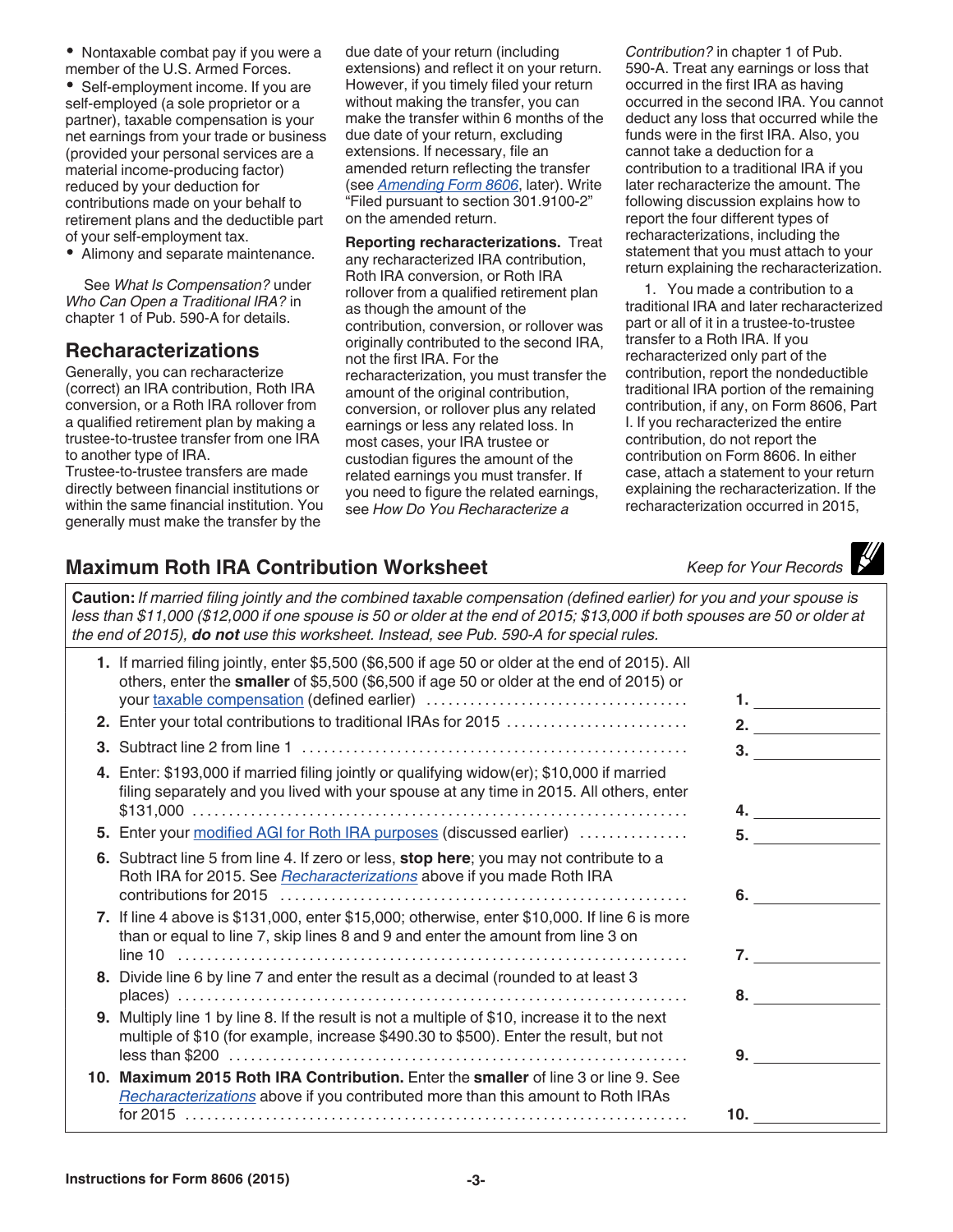- Nontaxable combat pay if you were a member of the U.S. Armed Forces.
- Self-employment income. If you are self-employed (a sole proprietor or a partner), taxable compensation is your net earnings from your trade or business (provided your personal services are a material income-producing factor) reduced by your deduction for contributions made on your behalf to retirement plans and the deductible part of your self-employment tax.
- Alimony and separate maintenance.

See *What Is Compensation?* under *Who Can Open a Traditional IRA?* in chapter 1 of Pub. 590-A for details.

## Recharacterizations

Generally, you can recharacterize (correct) an IRA contribution, Roth IRA conversion, or a Roth IRA rollover from a qualified retirement plan by making a trustee-to-trustee transfer from one IRA to another type of IRA. Trustee-to-trustee transfers are made directly between financial institutions or within the same financial institution. You generally must make the transfer by the due date of your return (including extensions) and reflect it on your return. However, if you timely filed your return without making the transfer, you can make the transfer within 6 months of the due date of your return, excluding extensions. If necessary, file an amended return reflecting the transfer (see *Amending Form 8606*, later). Write "Filed pursuant to section 301.9100-2" on the amended return.

**Reporting recharacterizations.** Treat any recharacterized IRA contribution, Roth IRA conversion, or Roth IRA rollover from a qualified retirement plan as though the amount of the contribution, conversion, or rollover was originally contributed to the second IRA, not the first IRA. For the recharacterization, you must transfer the amount of the original contribution, conversion, or rollover plus any related earnings or less any related loss. In most cases, your IRA trustee or custodian figures the amount of the related earnings you must transfer. If you need to figure the related earnings, see *How Do You Recharacterize a Contribution?* in chapter 1 of Pub. 590-A. Treat any earnings or loss that occurred in the first IRA as having occurred in the second IRA. You cannot deduct any loss that occurred while the funds were in the first IRA. Also, you cannot take a deduction for a contribution to a traditional IRA if you later recharacterize the amount. The following discussion explains how to report the four different types of recharacterizations, including the statement that you must attach to your return explaining the recharacterization.

1. You made a contribution to a traditional IRA and later recharacterized part or all of it in a trustee-to-trustee transfer to a Roth IRA. If you recharacterized only part of the contribution, report the nondeductible traditional IRA portion of the remaining contribution, if any, on Form 8606, Part I. If you recharacterized the entire contribution, do not report the contribution on Form 8606. In either case, attach a statement to your return explaining the recharacterization. If the recharacterization occurred in 2015,

## Maximum Roth IRA Contribution Worksheet

*Keep for Your Records*

**Caution:** *If married filing jointly and the combined taxable compensation (defined earlier) for you and your spouse is less than $11,000 ($12,000 if one spouse is 50 or older at the end of 2015; $13,000 if both spouses are 50 or older at the end of 2015),* ***do not*** *use this worksheet. Instead, see Pub. 590-A for special rules.*

| | | |
|---|---|---|
| **1.** | If married filing jointly, enter $5,500 ($6,500 if age 50 or older at the end of 2015). All others, enter the **smaller** of $5,500 ($6,500 if age 50 or older at the end of 2015) or your taxable compensation (defined earlier) | **1.** |
| **2.** | Enter your total contributions to traditional IRAs for 2015 | **2.** |
| **3.** | Subtract line 2 from line 1 | **3.** |
| **4.** | Enter: $193,000 if married filing jointly or qualifying widow(er); $10,000 if married filing separately and you lived with your spouse at any time in 2015. All others, enter $131,000 | **4.** |
| **5.** | Enter your modified AGI for Roth IRA purposes (discussed earlier) | **5.** |
| **6.** | Subtract line 5 from line 4. If zero or less, **stop here**; you may not contribute to a Roth IRA for 2015. See *Recharacterizations* above if you made Roth IRA contributions for 2015 | **6.** |
| **7.** | If line 4 above is $131,000, enter $15,000; otherwise, enter $10,000. If line 6 is more than or equal to line 7, skip lines 8 and 9 and enter the amount from line 3 on line 10 | **7.** |
| **8.** | Divide line 6 by line 7 and enter the result as a decimal (rounded to at least 3 places) | **8.** |
| **9.** | Multiply line 1 by line 8. If the result is not a multiple of $10, increase it to the next multiple of $10 (for example, increase $490.30 to $500). Enter the result, but not less than $200 | **9.** |
| **10.** | **Maximum 2015 Roth IRA Contribution.** Enter the **smaller** of line 3 or line 9. See *Recharacterizations* above if you contributed more than this amount to Roth IRAs for 2015 | **10.** |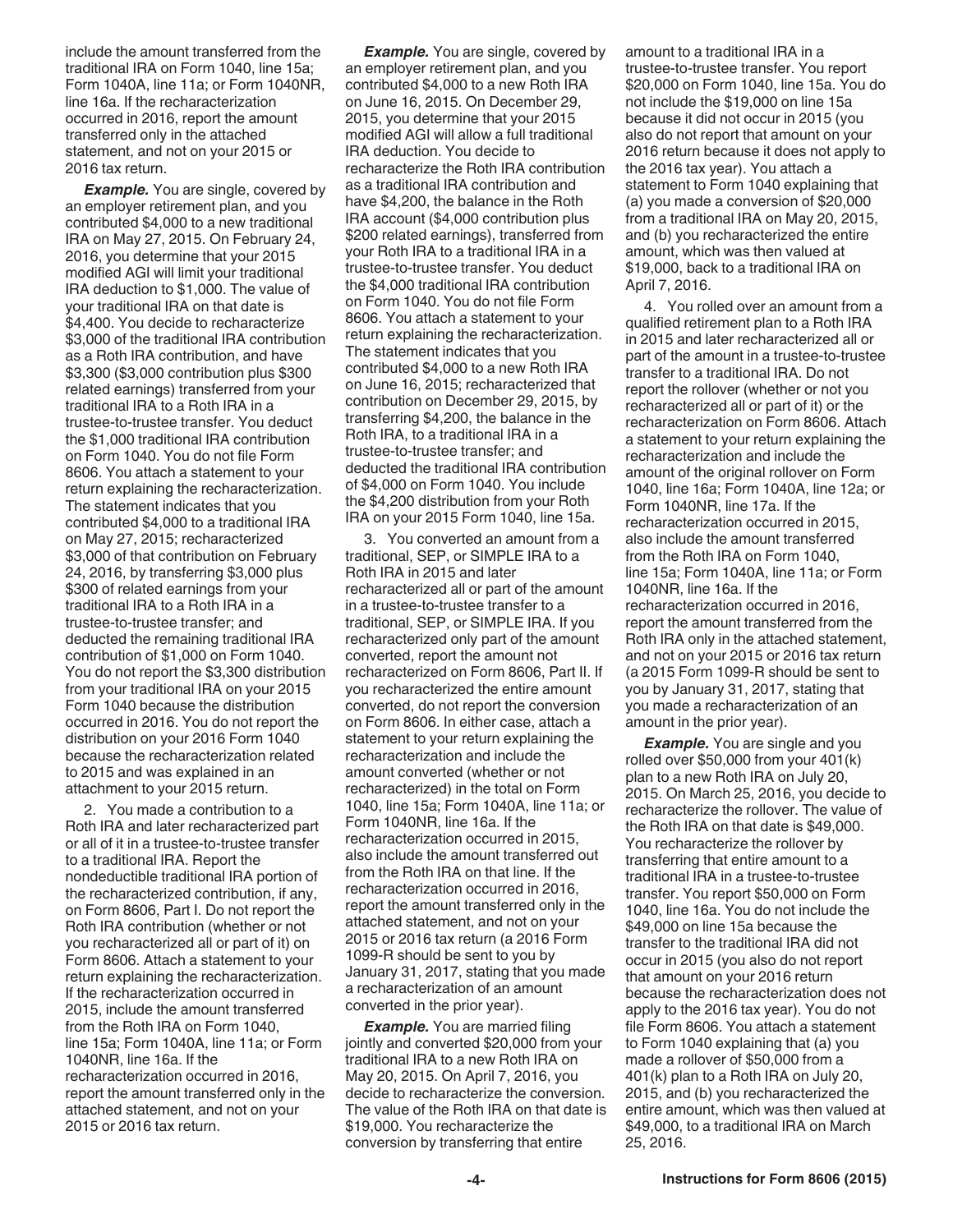include the amount transferred from the traditional IRA on Form 1040, line 15a; Form 1040A, line 11a; or Form 1040NR, line 16a. If the recharacterization occurred in 2016, report the amount transferred only in the attached statement, and not on your 2015 or 2016 tax return.

***Example.*** You are single, covered by an employer retirement plan, and you contributed $4,000 to a new traditional IRA on May 27, 2015. On February 24, 2016, you determine that your 2015 modified AGI will limit your traditional IRA deduction to $1,000. The value of your traditional IRA on that date is $4,400. You decide to recharacterize $3,000 of the traditional IRA contribution as a Roth IRA contribution, and have $3,300 ($3,000 contribution plus $300 related earnings) transferred from your traditional IRA to a Roth IRA in a trustee-to-trustee transfer. You deduct the $1,000 traditional IRA contribution on Form 1040. You do not file Form 8606. You attach a statement to your return explaining the recharacterization. The statement indicates that you contributed $4,000 to a traditional IRA on May 27, 2015; recharacterized $3,000 of that contribution on February 24, 2016, by transferring $3,000 plus $300 of related earnings from your traditional IRA to a Roth IRA in a trustee-to-trustee transfer; and deducted the remaining traditional IRA contribution of $1,000 on Form 1040. You do not report the $3,300 distribution from your traditional IRA on your 2015 Form 1040 because the distribution occurred in 2016. You do not report the distribution on your 2016 Form 1040 because the recharacterization related to 2015 and was explained in an attachment to your 2015 return.

2. You made a contribution to a Roth IRA and later recharacterized part or all of it in a trustee-to-trustee transfer to a traditional IRA. Report the nondeductible traditional IRA portion of the recharacterized contribution, if any, on Form 8606, Part I. Do not report the Roth IRA contribution (whether or not you recharacterized all or part of it) on Form 8606. Attach a statement to your return explaining the recharacterization. If the recharacterization occurred in 2015, include the amount transferred from the Roth IRA on Form 1040, line 15a; Form 1040A, line 11a; or Form 1040NR, line 16a. If the recharacterization occurred in 2016, report the amount transferred only in the attached statement, and not on your 2015 or 2016 tax return.

***Example.*** You are single, covered by an employer retirement plan, and you contributed $4,000 to a new Roth IRA on June 16, 2015. On December 29, 2015, you determine that your 2015 modified AGI will allow a full traditional IRA deduction. You decide to recharacterize the Roth IRA contribution as a traditional IRA contribution and have $4,200, the balance in the Roth IRA account ($4,000 contribution plus $200 related earnings), transferred from your Roth IRA to a traditional IRA in a trustee-to-trustee transfer. You deduct the $4,000 traditional IRA contribution on Form 1040. You do not file Form 8606. You attach a statement to your return explaining the recharacterization. The statement indicates that you contributed $4,000 to a new Roth IRA on June 16, 2015; recharacterized that contribution on December 29, 2015, by transferring $4,200, the balance in the Roth IRA, to a traditional IRA in a trustee-to-trustee transfer; and deducted the traditional IRA contribution of $4,000 on Form 1040. You include the $4,200 distribution from your Roth IRA on your 2015 Form 1040, line 15a.

3. You converted an amount from a traditional, SEP, or SIMPLE IRA to a Roth IRA in 2015 and later recharacterized all or part of the amount in a trustee-to-trustee transfer to a traditional, SEP, or SIMPLE IRA. If you recharacterized only part of the amount converted, report the amount not recharacterized on Form 8606, Part II. If you recharacterized the entire amount converted, do not report the conversion on Form 8606. In either case, attach a statement to your return explaining the recharacterization and include the amount converted (whether or not recharacterized) in the total on Form 1040, line 15a; Form 1040A, line 11a; or Form 1040NR, line 16a. If the recharacterization occurred in 2015, also include the amount transferred out from the Roth IRA on that line. If the recharacterization occurred in 2016, report the amount transferred only in the attached statement, and not on your 2015 or 2016 tax return (a 2016 Form 1099-R should be sent to you by January 31, 2017, stating that you made a recharacterization of an amount converted in the prior year).

***Example.*** You are married filing jointly and converted $20,000 from your traditional IRA to a new Roth IRA on May 20, 2015. On April 7, 2016, you decide to recharacterize the conversion. The value of the Roth IRA on that date is $19,000. You recharacterize the conversion by transferring that entire amount to a traditional IRA in a trustee-to-trustee transfer. You report $20,000 on Form 1040, line 15a. You do not include the $19,000 on line 15a because it did not occur in 2015 (you also do not report that amount on your 2016 return because it does not apply to the 2016 tax year). You attach a statement to Form 1040 explaining that (a) you made a conversion of $20,000 from a traditional IRA on May 20, 2015, and (b) you recharacterized the entire amount, which was then valued at $19,000, back to a traditional IRA on April 7, 2016.

4. You rolled over an amount from a qualified retirement plan to a Roth IRA in 2015 and later recharacterized all or part of the amount in a trustee-to-trustee transfer to a traditional IRA. Do not report the rollover (whether or not you recharacterized all or part of it) or the recharacterization on Form 8606. Attach a statement to your return explaining the recharacterization and include the amount of the original rollover on Form 1040, line 16a; Form 1040A, line 12a; or Form 1040NR, line 17a. If the recharacterization occurred in 2015, also include the amount transferred from the Roth IRA on Form 1040, line 15a; Form 1040A, line 11a; or Form 1040NR, line 16a. If the recharacterization occurred in 2016, report the amount transferred from the Roth IRA only in the attached statement, and not on your 2015 or 2016 tax return (a 2015 Form 1099-R should be sent to you by January 31, 2017, stating that you made a recharacterization of an amount in the prior year).

***Example.*** You are single and you rolled over $50,000 from your 401(k) plan to a new Roth IRA on July 20, 2015. On March 25, 2016, you decide to recharacterize the rollover. The value of the Roth IRA on that date is $49,000. You recharacterize the rollover by transferring that entire amount to a traditional IRA in a trustee-to-trustee transfer. You report $50,000 on Form 1040, line 16a. You do not include the $49,000 on line 15a because the transfer to the traditional IRA did not occur in 2015 (you also do not report that amount on your 2016 return because the recharacterization does not apply to the 2016 tax year). You do not file Form 8606. You attach a statement to Form 1040 explaining that (a) you made a rollover of $50,000 from a 401(k) plan to a Roth IRA on July 20, 2015, and (b) you recharacterized the entire amount, which was then valued at $49,000, to a traditional IRA on March 25, 2016.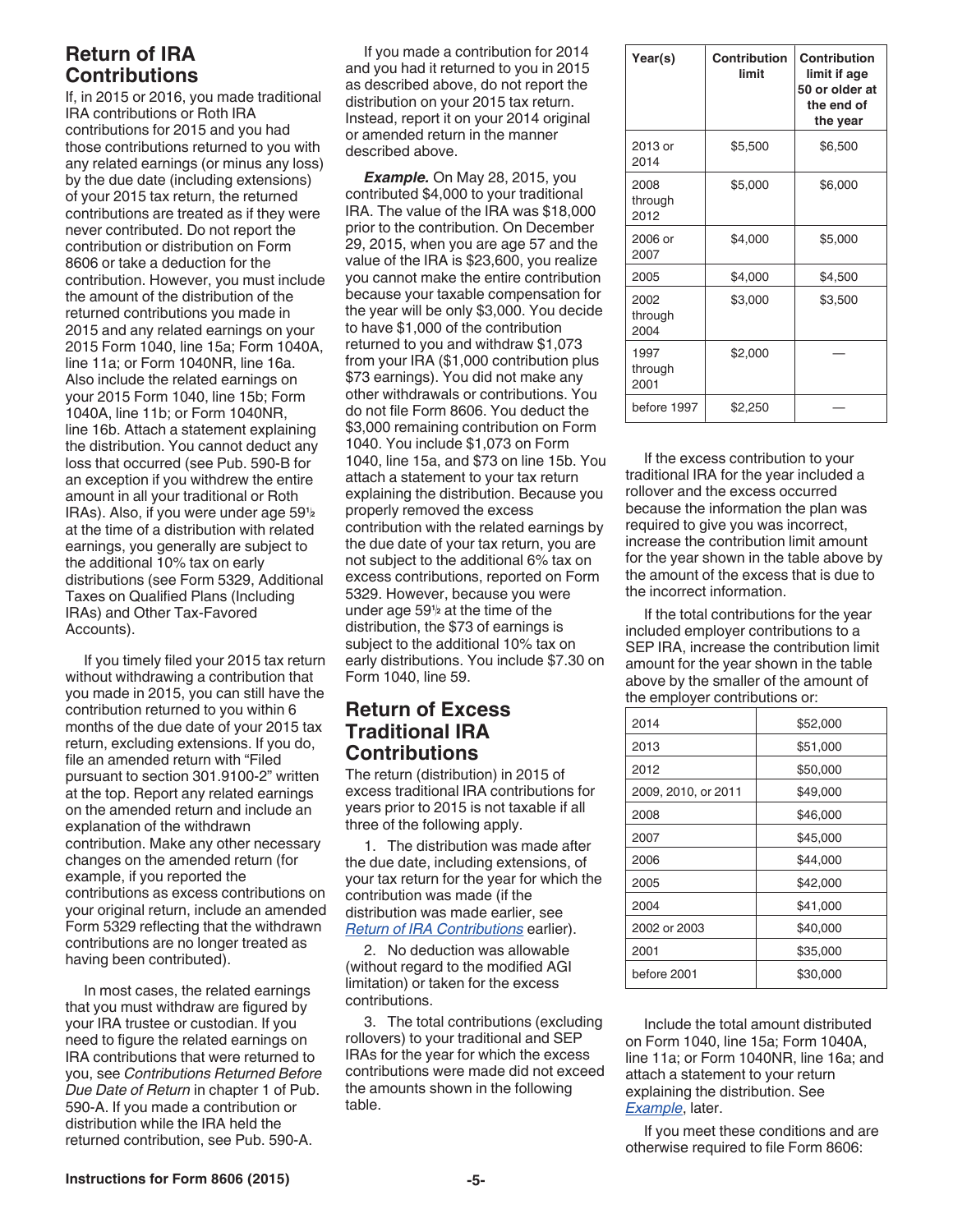## Return of IRA Contributions

If, in 2015 or 2016, you made traditional IRA contributions or Roth IRA contributions for 2015 and you had those contributions returned to you with any related earnings (or minus any loss) by the due date (including extensions) of your 2015 tax return, the returned contributions are treated as if they were never contributed. Do not report the contribution or distribution on Form 8606 or take a deduction for the contribution. However, you must include the amount of the distribution of the returned contributions you made in 2015 and any related earnings on your 2015 Form 1040, line 15a; Form 1040A, line 11a; or Form 1040NR, line 16a. Also include the related earnings on your 2015 Form 1040, line 15b; Form 1040A, line 11b; or Form 1040NR, line 16b. Attach a statement explaining the distribution. You cannot deduct any loss that occurred (see Pub. 590-B for an exception if you withdrew the entire amount in all your traditional or Roth IRAs). Also, if you were under age 59½ at the time of a distribution with related earnings, you generally are subject to the additional 10% tax on early distributions (see Form 5329, Additional Taxes on Qualified Plans (Including IRAs) and Other Tax-Favored Accounts).

If you timely filed your 2015 tax return without withdrawing a contribution that you made in 2015, you can still have the contribution returned to you within 6 months of the due date of your 2015 tax return, excluding extensions. If you do, file an amended return with "Filed pursuant to section 301.9100-2" written at the top. Report any related earnings on the amended return and include an explanation of the withdrawn contribution. Make any other necessary changes on the amended return (for example, if you reported the contributions as excess contributions on your original return, include an amended Form 5329 reflecting that the withdrawn contributions are no longer treated as having been contributed).

In most cases, the related earnings that you must withdraw are figured by your IRA trustee or custodian. If you need to figure the related earnings on IRA contributions that were returned to you, see *Contributions Returned Before Due Date of Return* in chapter 1 of Pub. 590-A. If you made a contribution or distribution while the IRA held the returned contribution, see Pub. 590-A.

If you made a contribution for 2014 and you had it returned to you in 2015 as described above, do not report the distribution on your 2015 tax return. Instead, report it on your 2014 original or amended return in the manner described above.

***Example.*** On May 28, 2015, you contributed $4,000 to your traditional IRA. The value of the IRA was $18,000 prior to the contribution. On December 29, 2015, when you are age 57 and the value of the IRA is $23,600, you realize you cannot make the entire contribution because your taxable compensation for the year will be only $3,000. You decide to have $1,000 of the contribution returned to you and withdraw $1,073 from your IRA ($1,000 contribution plus $73 earnings). You did not make any other withdrawals or contributions. You do not file Form 8606. You deduct the $3,000 remaining contribution on Form 1040. You include $1,073 on Form 1040, line 15a, and $73 on line 15b. You attach a statement to your tax return explaining the distribution. Because you properly removed the excess contribution with the related earnings by the due date of your tax return, you are not subject to the additional 6% tax on excess contributions, reported on Form 5329. However, because you were under age 59½ at the time of the distribution, the $73 of earnings is subject to the additional 10% tax on early distributions. You include $7.30 on Form 1040, line 59.

## Return of Excess Traditional IRA Contributions

The return (distribution) in 2015 of excess traditional IRA contributions for years prior to 2015 is not taxable if all three of the following apply.

1. The distribution was made after the due date, including extensions, of your tax return for the year for which the contribution was made (if the distribution was made earlier, see *Return of IRA Contributions* earlier).

2. No deduction was allowable (without regard to the modified AGI limitation) or taken for the excess contributions.

3. The total contributions (excluding rollovers) to your traditional and SEP IRAs for the year for which the excess contributions were made did not exceed the amounts shown in the following table.

| Year(s) | Contribution limit | Contribution limit if age 50 or older at the end of the year |
|---|---|---|
| 2013 or 2014 | $5,500 | $6,500 |
| 2008 through 2012 | $5,000 | $6,000 |
| 2006 or 2007 | $4,000 | $5,000 |
| 2005 | $4,000 | $4,500 |
| 2002 through 2004 | $3,000 | $3,500 |
| 1997 through 2001 | $2,000 | — |
| before 1997 | $2,250 | — |

If the excess contribution to your traditional IRA for the year included a rollover and the excess occurred because the information the plan was required to give you was incorrect, increase the contribution limit amount for the year shown in the table above by the amount of the excess that is due to the incorrect information.

If the total contributions for the year included employer contributions to a SEP IRA, increase the contribution limit amount for the year shown in the table above by the smaller of the amount of the employer contributions or:

| | |
|---|---|
| 2014 | $52,000 |
| 2013 | $51,000 |
| 2012 | $50,000 |
| 2009, 2010, or 2011 | $49,000 |
| 2008 | $46,000 |
| 2007 | $45,000 |
| 2006 | $44,000 |
| 2005 | $42,000 |
| 2004 | $41,000 |
| 2002 or 2003 | $40,000 |
| 2001 | $35,000 |
| before 2001 | $30,000 |

Include the total amount distributed on Form 1040, line 15a; Form 1040A, line 11a; or Form 1040NR, line 16a; and attach a statement to your return explaining the distribution. See *Example*, later.

If you meet these conditions and are otherwise required to file Form 8606: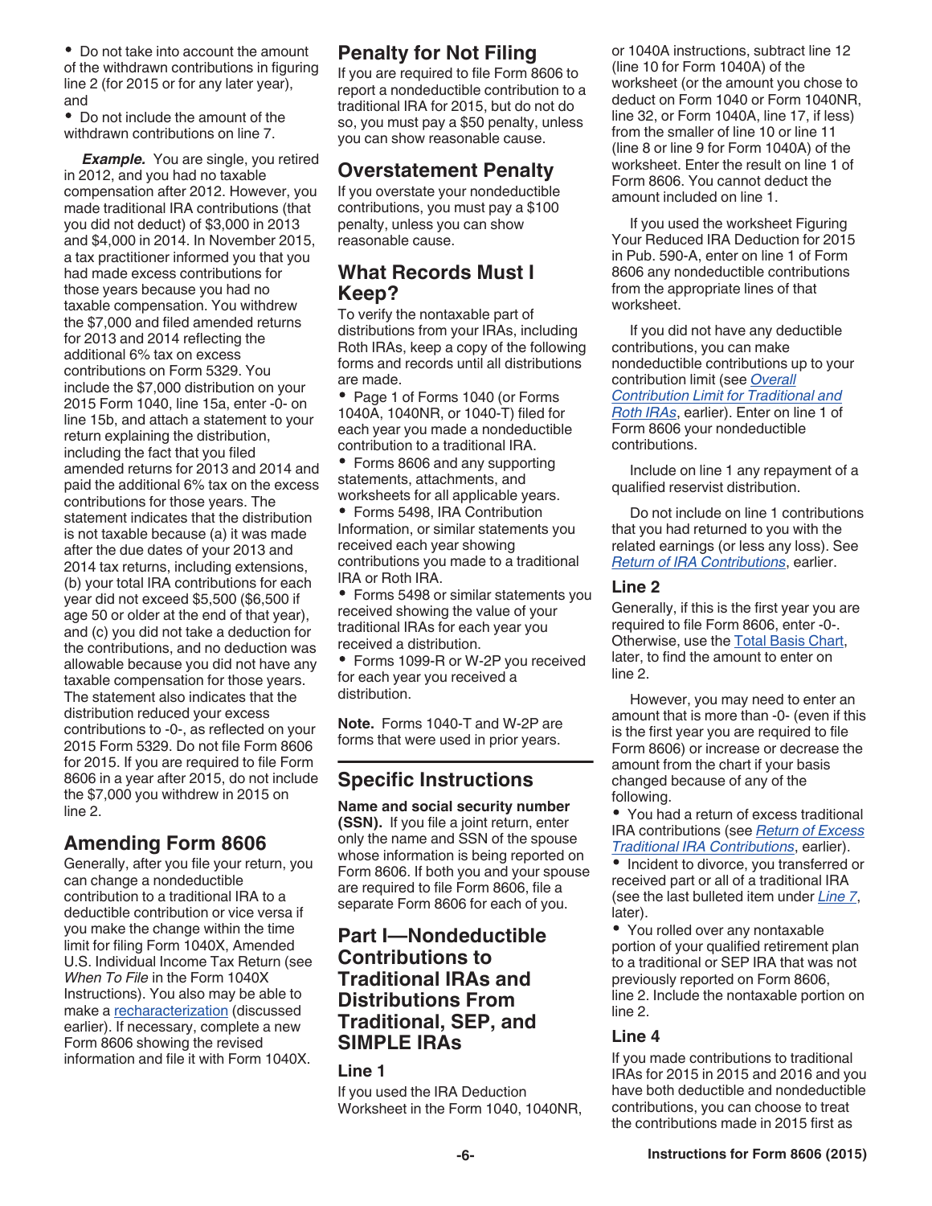- Do not take into account the amount of the withdrawn contributions in figuring line 2 (for 2015 or for any later year), and
- Do not include the amount of the withdrawn contributions on line 7.

***Example.*** You are single, you retired in 2012, and you had no taxable compensation after 2012. However, you made traditional IRA contributions (that you did not deduct) of $3,000 in 2013 and $4,000 in 2014. In November 2015, a tax practitioner informed you that you had made excess contributions for those years because you had no taxable compensation. You withdrew the $7,000 and filed amended returns for 2013 and 2014 reflecting the additional 6% tax on excess contributions on Form 5329. You include the $7,000 distribution on your 2015 Form 1040, line 15a, enter -0- on line 15b, and attach a statement to your return explaining the distribution, including the fact that you filed amended returns for 2013 and 2014 and paid the additional 6% tax on the excess contributions for those years. The statement indicates that the distribution is not taxable because (a) it was made after the due dates of your 2013 and 2014 tax returns, including extensions, (b) your total IRA contributions for each year did not exceed $5,500 ($6,500 if age 50 or older at the end of that year), and (c) you did not take a deduction for the contributions, and no deduction was allowable because you did not have any taxable compensation for those years. The statement also indicates that the distribution reduced your excess contributions to -0-, as reflected on your 2015 Form 5329. Do not file Form 8606 for 2015. If you are required to file Form 8606 in a year after 2015, do not include the $7,000 you withdrew in 2015 on line 2.

## Amending Form 8606

Generally, after you file your return, you can change a nondeductible contribution to a traditional IRA to a deductible contribution or vice versa if you make the change within the time limit for filing Form 1040X, Amended U.S. Individual Income Tax Return (see *When To File* in the Form 1040X Instructions). You also may be able to make a recharacterization (discussed earlier). If necessary, complete a new Form 8606 showing the revised information and file it with Form 1040X.

## Penalty for Not Filing

If you are required to file Form 8606 to report a nondeductible contribution to a traditional IRA for 2015, but do not do so, you must pay a $50 penalty, unless you can show reasonable cause.

## Overstatement Penalty

If you overstate your nondeductible contributions, you must pay a $100 penalty, unless you can show reasonable cause.

## What Records Must I Keep?

To verify the nontaxable part of distributions from your IRAs, including Roth IRAs, keep a copy of the following forms and records until all distributions are made.

- Page 1 of Forms 1040 (or Forms 1040A, 1040NR, or 1040-T) filed for each year you made a nondeductible contribution to a traditional IRA.
- Forms 8606 and any supporting statements, attachments, and worksheets for all applicable years.
- Forms 5498, IRA Contribution Information, or similar statements you received each year showing contributions you made to a traditional IRA or Roth IRA.
- Forms 5498 or similar statements you received showing the value of your traditional IRAs for each year you received a distribution.
- Forms 1099-R or W-2P you received for each year you received a distribution.

**Note.** Forms 1040-T and W-2P are forms that were used in prior years.

# Specific Instructions

**Name and social security number (SSN).** If you file a joint return, enter only the name and SSN of the spouse whose information is being reported on Form 8606. If both you and your spouse are required to file Form 8606, file a separate Form 8606 for each of you.

## Part I—Nondeductible Contributions to Traditional IRAs and Distributions From Traditional, SEP, and SIMPLE IRAs

### Line 1

If you used the IRA Deduction Worksheet in the Form 1040, 1040NR, or 1040A instructions, subtract line 12 (line 10 for Form 1040A) of the worksheet (or the amount you chose to deduct on Form 1040 or Form 1040NR, line 32, or Form 1040A, line 17, if less) from the smaller of line 10 or line 11 (line 8 or line 9 for Form 1040A) of the worksheet. Enter the result on line 1 of Form 8606. You cannot deduct the amount included on line 1.

If you used the worksheet Figuring Your Reduced IRA Deduction for 2015 in Pub. 590-A, enter on line 1 of Form 8606 any nondeductible contributions from the appropriate lines of that worksheet.

If you did not have any deductible contributions, you can make nondeductible contributions up to your contribution limit (see *Overall Contribution Limit for Traditional and Roth IRAs*, earlier). Enter on line 1 of Form 8606 your nondeductible contributions.

Include on line 1 any repayment of a qualified reservist distribution.

Do not include on line 1 contributions that you had returned to you with the related earnings (or less any loss). See *Return of IRA Contributions*, earlier.

### Line 2

Generally, if this is the first year you are required to file Form 8606, enter -0-. Otherwise, use the Total Basis Chart, later, to find the amount to enter on line 2.

However, you may need to enter an amount that is more than -0- (even if this is the first year you are required to file Form 8606) or increase or decrease the amount from the chart if your basis changed because of any of the following.

- You had a return of excess traditional IRA contributions (see *Return of Excess Traditional IRA Contributions*, earlier).
- Incident to divorce, you transferred or received part or all of a traditional IRA (see the last bulleted item under *Line 7*, later).
- You rolled over any nontaxable portion of your qualified retirement plan to a traditional or SEP IRA that was not previously reported on Form 8606, line 2. Include the nontaxable portion on line 2.

### Line 4

If you made contributions to traditional IRAs for 2015 in 2015 and 2016 and you have both deductible and nondeductible contributions, you can choose to treat the contributions made in 2015 first as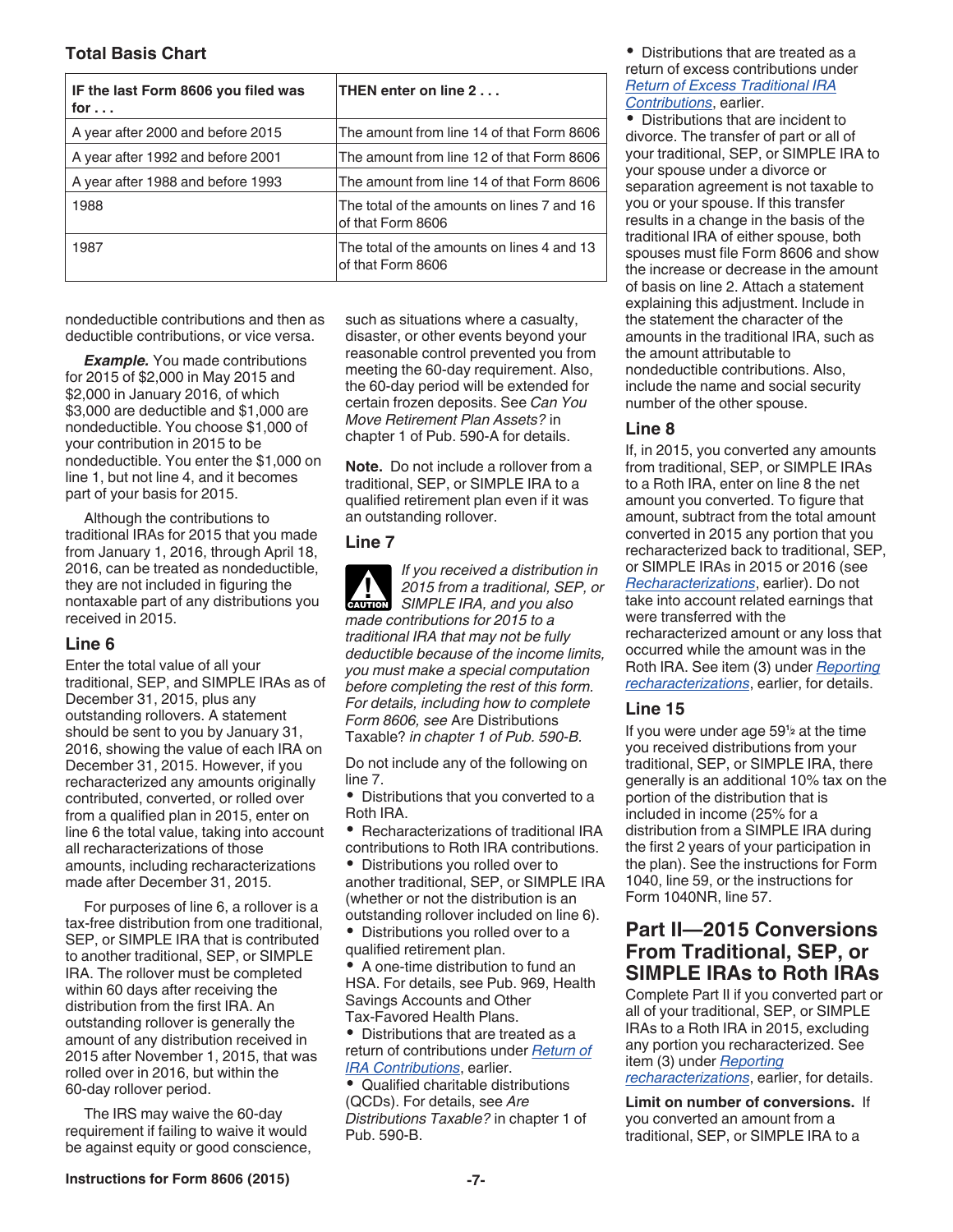**Total Basis Chart**

| IF the last Form 8606 you filed was for . . . | THEN enter on line 2 . . . |
|---|---|
| A year after 2000 and before 2015 | The amount from line 14 of that Form 8606 |
| A year after 1992 and before 2001 | The amount from line 12 of that Form 8606 |
| A year after 1988 and before 1993 | The amount from line 14 of that Form 8606 |
| 1988 | The total of the amounts on lines 7 and 16 of that Form 8606 |
| 1987 | The total of the amounts on lines 4 and 13 of that Form 8606 |

nondeductible contributions and then as deductible contributions, or vice versa.

***Example.*** You made contributions for 2015 of $2,000 in May 2015 and $2,000 in January 2016, of which $3,000 are deductible and $1,000 are nondeductible. You choose $1,000 of your contribution in 2015 to be nondeductible. You enter the $1,000 on line 1, but not line 4, and it becomes part of your basis for 2015.

Although the contributions to traditional IRAs for 2015 that you made from January 1, 2016, through April 18, 2016, can be treated as nondeductible, they are not included in figuring the nontaxable part of any distributions you received in 2015.

### Line 6

Enter the total value of all your traditional, SEP, and SIMPLE IRAs as of December 31, 2015, plus any outstanding rollovers. A statement should be sent to you by January 31, 2016, showing the value of each IRA on December 31, 2015. However, if you recharacterized any amounts originally contributed, converted, or rolled over from a qualified plan in 2015, enter on line 6 the total value, taking into account all recharacterizations of those amounts, including recharacterizations made after December 31, 2015.

For purposes of line 6, a rollover is a tax-free distribution from one traditional, SEP, or SIMPLE IRA that is contributed to another traditional, SEP, or SIMPLE IRA. The rollover must be completed within 60 days after receiving the distribution from the first IRA. An outstanding rollover is generally the amount of any distribution received in 2015 after November 1, 2015, that was rolled over in 2016, but within the 60-day rollover period.

The IRS may waive the 60-day requirement if failing to waive it would be against equity or good conscience, such as situations where a casualty, disaster, or other events beyond your reasonable control prevented you from meeting the 60-day requirement. Also, the 60-day period will be extended for certain frozen deposits. See *Can You Move Retirement Plan Assets?* in chapter 1 of Pub. 590-A for details.

**Note.** Do not include a rollover from a traditional, SEP, or SIMPLE IRA to a qualified retirement plan even if it was an outstanding rollover.

### Line 7

**CAUTION:** *If you received a distribution in 2015 from a traditional, SEP, or SIMPLE IRA, and you also made contributions for 2015 to a traditional IRA that may not be fully deductible because of the income limits, you must make a special computation before completing the rest of this form. For details, including how to complete Form 8606, see* Are Distributions Taxable? *in chapter 1 of Pub. 590-B.*

Do not include any of the following on line 7.

- Distributions that you converted to a Roth IRA.
- Recharacterizations of traditional IRA contributions to Roth IRA contributions.
- Distributions you rolled over to another traditional, SEP, or SIMPLE IRA (whether or not the distribution is an outstanding rollover included on line 6).
- Distributions you rolled over to a qualified retirement plan.
- A one-time distribution to fund an HSA. For details, see Pub. 969, Health Savings Accounts and Other Tax-Favored Health Plans.
- Distributions that are treated as a return of contributions under *Return of IRA Contributions*, earlier.
- Qualified charitable distributions (QCDs). For details, see *Are Distributions Taxable?* in chapter 1 of Pub. 590-B.
- Distributions that are treated as a return of excess contributions under *Return of Excess Traditional IRA Contributions*, earlier.
- Distributions that are incident to divorce. The transfer of part or all of your traditional, SEP, or SIMPLE IRA to your spouse under a divorce or separation agreement is not taxable to you or your spouse. If this transfer results in a change in the basis of the traditional IRA of either spouse, both spouses must file Form 8606 and show the increase or decrease in the amount of basis on line 2. Attach a statement explaining this adjustment. Include in the statement the character of the amounts in the traditional IRA, such as the amount attributable to nondeductible contributions. Also, include the name and social security number of the other spouse.

### Line 8

If, in 2015, you converted any amounts from traditional, SEP, or SIMPLE IRAs to a Roth IRA, enter on line 8 the net amount you converted. To figure that amount, subtract from the total amount converted in 2015 any portion that you recharacterized back to traditional, SEP, or SIMPLE IRAs in 2015 or 2016 (see *Recharacterizations*, earlier). Do not take into account related earnings that were transferred with the recharacterized amount or any loss that occurred while the amount was in the Roth IRA. See item (3) under *Reporting recharacterizations*, earlier, for details.

### Line 15

If you were under age 59½ at the time you received distributions from your traditional, SEP, or SIMPLE IRA, there generally is an additional 10% tax on the portion of the distribution that is included in income (25% for a distribution from a SIMPLE IRA during the first 2 years of your participation in the plan). See the instructions for Form 1040, line 59, or the instructions for Form 1040NR, line 57.

## Part II—2015 Conversions From Traditional, SEP, or SIMPLE IRAs to Roth IRAs

Complete Part II if you converted part or all of your traditional, SEP, or SIMPLE IRAs to a Roth IRA in 2015, excluding any portion you recharacterized. See item (3) under *Reporting recharacterizations*, earlier, for details.

**Limit on number of conversions.** If you converted an amount from a traditional, SEP, or SIMPLE IRA to a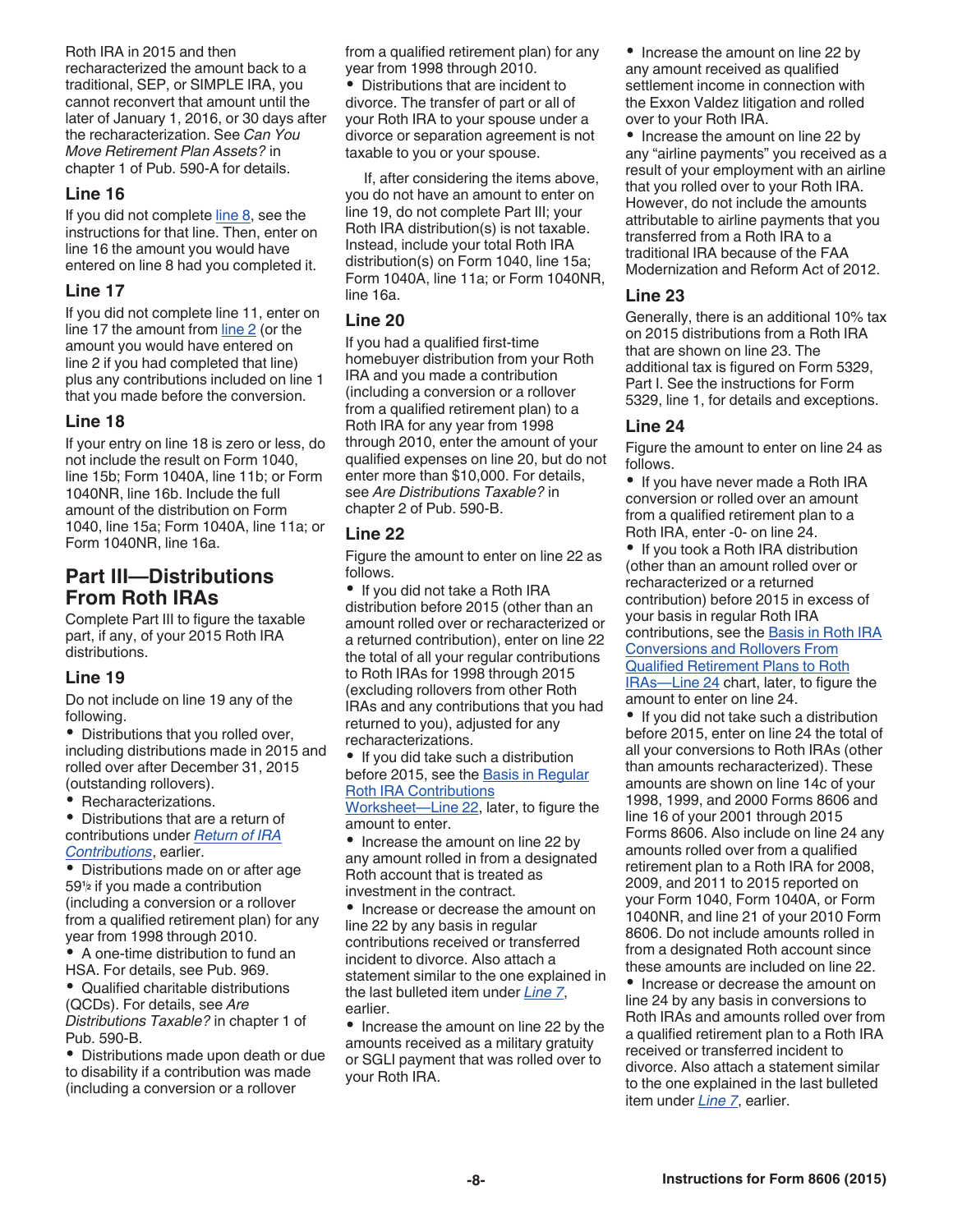Roth IRA in 2015 and then recharacterized the amount back to a traditional, SEP, or SIMPLE IRA, you cannot reconvert that amount until the later of January 1, 2016, or 30 days after the recharacterization. See *Can You Move Retirement Plan Assets?* in chapter 1 of Pub. 590-A for details.

### Line 16

If you did not complete line 8, see the instructions for that line. Then, enter on line 16 the amount you would have entered on line 8 had you completed it.

### Line 17

If you did not complete line 11, enter on line 17 the amount from line 2 (or the amount you would have entered on line 2 if you had completed that line) plus any contributions included on line 1 that you made before the conversion.

### Line 18

If your entry on line 18 is zero or less, do not include the result on Form 1040, line 15b; Form 1040A, line 11b; or Form 1040NR, line 16b. Include the full amount of the distribution on Form 1040, line 15a; Form 1040A, line 11a; or Form 1040NR, line 16a.

## Part III—Distributions From Roth IRAs

Complete Part III to figure the taxable part, if any, of your 2015 Roth IRA distributions.

### Line 19

Do not include on line 19 any of the following.

- Distributions that you rolled over, including distributions made in 2015 and rolled over after December 31, 2015 (outstanding rollovers).
- Recharacterizations.
- Distributions that are a return of contributions under *Return of IRA Contributions*, earlier.
- Distributions made on or after age 59½ if you made a contribution (including a conversion or a rollover from a qualified retirement plan) for any year from 1998 through 2010.
- A one-time distribution to fund an HSA. For details, see Pub. 969.
- Qualified charitable distributions (QCDs). For details, see *Are Distributions Taxable?* in chapter 1 of Pub. 590-B.
- Distributions made upon death or due to disability if a contribution was made (including a conversion or a rollover from a qualified retirement plan) for any year from 1998 through 2010.
- Distributions that are incident to divorce. The transfer of part or all of your Roth IRA to your spouse under a divorce or separation agreement is not taxable to you or your spouse.

If, after considering the items above, you do not have an amount to enter on line 19, do not complete Part III; your Roth IRA distribution(s) is not taxable. Instead, include your total Roth IRA distribution(s) on Form 1040, line 15a; Form 1040A, line 11a; or Form 1040NR, line 16a.

### Line 20

If you had a qualified first-time homebuyer distribution from your Roth IRA and you made a contribution (including a conversion or a rollover from a qualified retirement plan) to a Roth IRA for any year from 1998 through 2010, enter the amount of your qualified expenses on line 20, but do not enter more than $10,000. For details, see *Are Distributions Taxable?* in chapter 2 of Pub. 590-B.

### Line 22

Figure the amount to enter on line 22 as follows.

- If you did not take a Roth IRA distribution before 2015 (other than an amount rolled over or recharacterized or a returned contribution), enter on line 22 the total of all your regular contributions to Roth IRAs for 1998 through 2015 (excluding rollovers from other Roth IRAs and any contributions that you had returned to you), adjusted for any recharacterizations.
- If you did take such a distribution before 2015, see the Basis in Regular Roth IRA Contributions Worksheet—Line 22, later, to figure the amount to enter.
- Increase the amount on line 22 by any amount rolled in from a designated Roth account that is treated as investment in the contract.
- Increase or decrease the amount on line 22 by any basis in regular contributions received or transferred incident to divorce. Also attach a statement similar to the one explained in the last bulleted item under *Line 7*, earlier.
- Increase the amount on line 22 by the amounts received as a military gratuity or SGLI payment that was rolled over to your Roth IRA.
- Increase the amount on line 22 by any amount received as qualified settlement income in connection with the Exxon Valdez litigation and rolled over to your Roth IRA.
- Increase the amount on line 22 by any "airline payments" you received as a result of your employment with an airline that you rolled over to your Roth IRA. However, do not include the amounts attributable to airline payments that you transferred from a Roth IRA to a traditional IRA because of the FAA Modernization and Reform Act of 2012.

### Line 23

Generally, there is an additional 10% tax on 2015 distributions from a Roth IRA that are shown on line 23. The additional tax is figured on Form 5329, Part I. See the instructions for Form 5329, line 1, for details and exceptions.

### Line 24

Figure the amount to enter on line 24 as follows.

- If you have never made a Roth IRA conversion or rolled over an amount from a qualified retirement plan to a Roth IRA, enter -0- on line 24.
- If you took a Roth IRA distribution (other than an amount rolled over or recharacterized or a returned contribution) before 2015 in excess of your basis in regular Roth IRA contributions, see the Basis in Roth IRA Conversions and Rollovers From Qualified Retirement Plans to Roth IRAs—Line 24 chart, later, to figure the amount to enter on line 24.
- If you did not take such a distribution before 2015, enter on line 24 the total of all your conversions to Roth IRAs (other than amounts recharacterized). These amounts are shown on line 14c of your 1998, 1999, and 2000 Forms 8606 and line 16 of your 2001 through 2015 Forms 8606. Also include on line 24 any amounts rolled over from a qualified retirement plan to a Roth IRA for 2008, 2009, and 2011 to 2015 reported on your Form 1040, Form 1040A, or Form 1040NR, and line 21 of your 2010 Form 8606. Do not include amounts rolled in from a designated Roth account since these amounts are included on line 22.
- Increase or decrease the amount on line 24 by any basis in conversions to Roth IRAs and amounts rolled over from a qualified retirement plan to a Roth IRA received or transferred incident to divorce. Also attach a statement similar to the one explained in the last bulleted item under *Line 7*, earlier.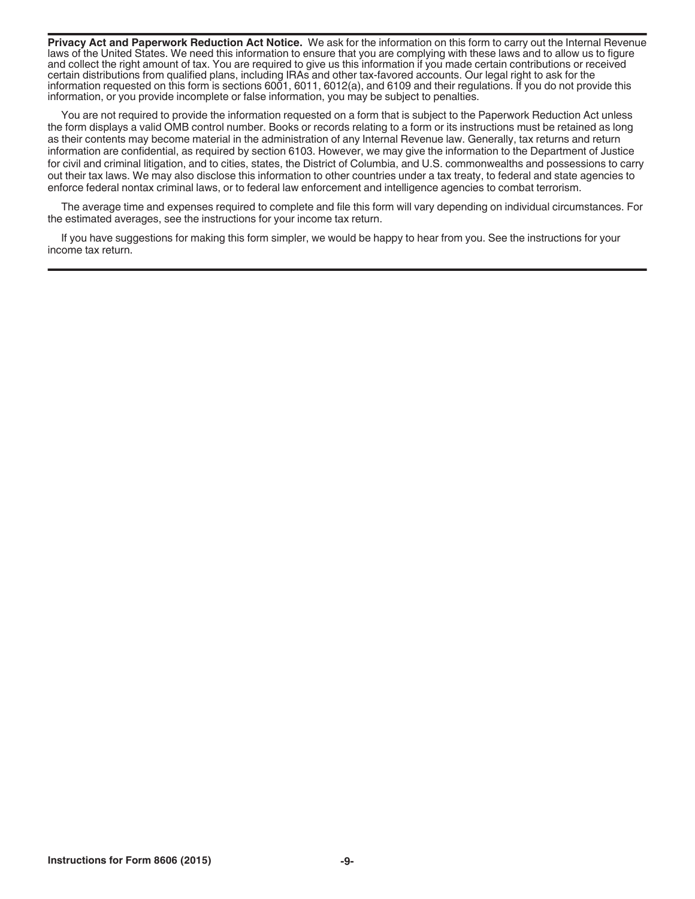**Privacy Act and Paperwork Reduction Act Notice.** We ask for the information on this form to carry out the Internal Revenue laws of the United States. We need this information to ensure that you are complying with these laws and to allow us to figure and collect the right amount of tax. You are required to give us this information if you made certain contributions or received certain distributions from qualified plans, including IRAs and other tax-favored accounts. Our legal right to ask for the information requested on this form is sections 6001, 6011, 6012(a), and 6109 and their regulations. If you do not provide this information, or you provide incomplete or false information, you may be subject to penalties.

You are not required to provide the information requested on a form that is subject to the Paperwork Reduction Act unless the form displays a valid OMB control number. Books or records relating to a form or its instructions must be retained as long as their contents may become material in the administration of any Internal Revenue law. Generally, tax returns and return information are confidential, as required by section 6103. However, we may give the information to the Department of Justice for civil and criminal litigation, and to cities, states, the District of Columbia, and U.S. commonwealths and possessions to carry out their tax laws. We may also disclose this information to other countries under a tax treaty, to federal and state agencies to enforce federal nontax criminal laws, or to federal law enforcement and intelligence agencies to combat terrorism.

The average time and expenses required to complete and file this form will vary depending on individual circumstances. For the estimated averages, see the instructions for your income tax return.

If you have suggestions for making this form simpler, we would be happy to hear from you. See the instructions for your income tax return.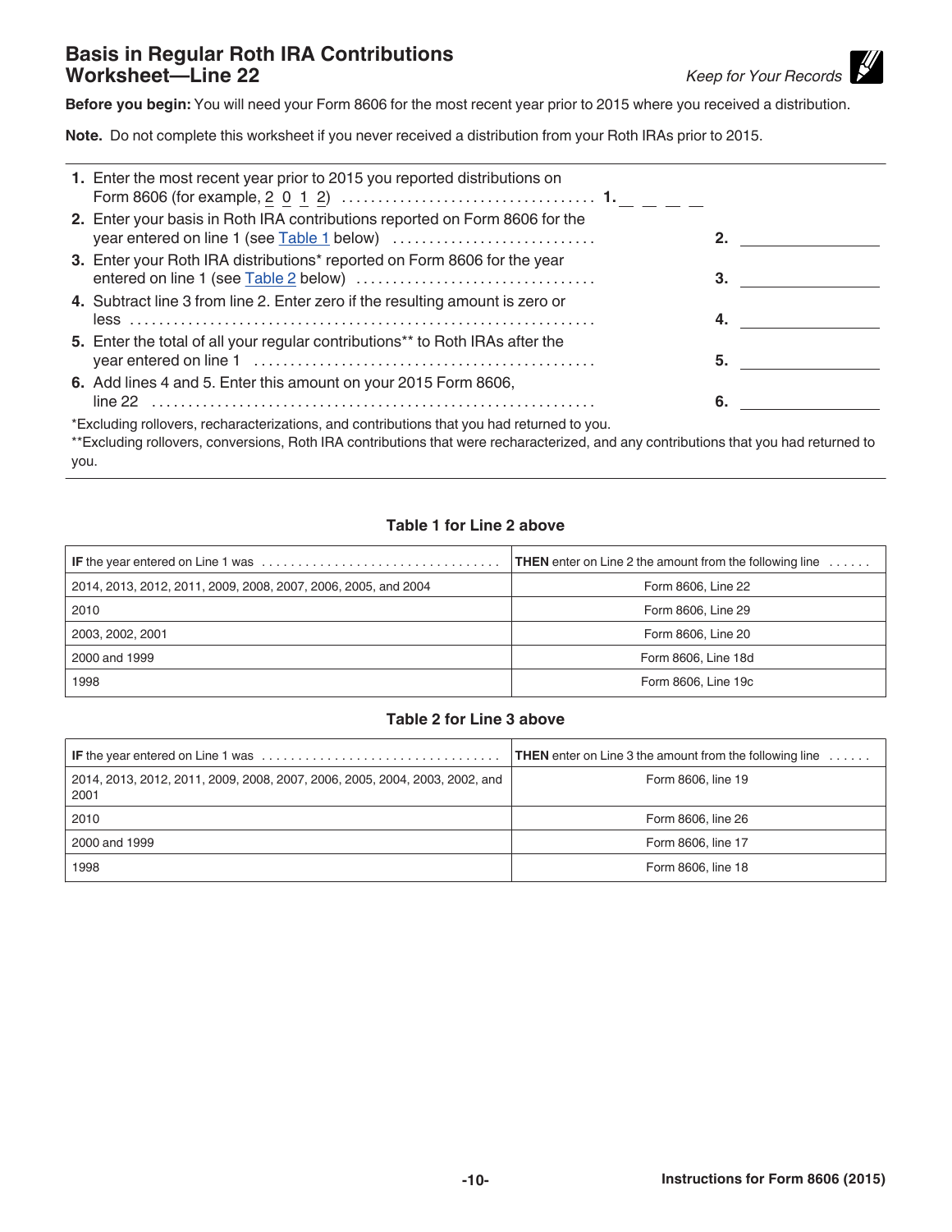## Basis in Regular Roth IRA Contributions Worksheet—Line 22

*Keep for Your Records*

**Before you begin:** You will need your Form 8606 for the most recent year prior to 2015 where you received a distribution.

**Note.** Do not complete this worksheet if you never received a distribution from your Roth IRAs prior to 2015.

1. Enter the most recent year prior to 2015 you reported distributions on Form 8606 (for example, 2 0 1 2) . . . . . . . . . . . . . . . . . . . . . . . . . . . . . . . . . . . **1.** _ _ _ _
2. Enter your basis in Roth IRA contributions reported on Form 8606 for the year entered on line 1 (see Table 1 below) . . . . . . . . . . . . . . . . . . . . . . . . . . . . **2.** ________
3. Enter your Roth IRA distributions* reported on Form 8606 for the year entered on line 1 (see Table 2 below) . . . . . . . . . . . . . . . . . . . . . . . . . . . . . . . . **3.** ________
4. Subtract line 3 from line 2. Enter zero if the resulting amount is zero or less . . . . . . . . . . . . . . . . . . . . . . . . . . . . . . . . . . . . . . . . . . . . . . . . . . . . . . . . . . . . . . . . **4.** ________
5. Enter the total of all your regular contributions** to Roth IRAs after the year entered on line 1 . . . . . . . . . . . . . . . . . . . . . . . . . . . . . . . . . . . . . . . . . . . . . . . **5.** ________
6. Add lines 4 and 5. Enter this amount on your 2015 Form 8606, line 22 . . . . . . . . . . . . . . . . . . . . . . . . . . . . . . . . . . . . . . . . . . . . . . . . . . . . . . . . . . . . . **6.** ________

*Excluding rollovers, recharacterizations, and contributions that you had returned to you.

**Excluding rollovers, conversions, Roth IRA contributions that were recharacterized, and any contributions that you had returned to you.

### Table 1 for Line 2 above

| **IF** the year entered on Line 1 was . . . . . . . . . . . . . . . . . . . . . . . . . . . . . . . . . | **THEN** enter on Line 2 the amount from the following line . . . . . . |
|---|---|
| 2014, 2013, 2012, 2011, 2009, 2008, 2007, 2006, 2005, and 2004 | Form 8606, Line 22 |
| 2010 | Form 8606, Line 29 |
| 2003, 2002, 2001 | Form 8606, Line 20 |
| 2000 and 1999 | Form 8606, Line 18d |
| 1998 | Form 8606, Line 19c |

### Table 2 for Line 3 above

| **IF** the year entered on Line 1 was . . . . . . . . . . . . . . . . . . . . . . . . . . . . . . . . . | **THEN** enter on Line 3 the amount from the following line . . . . . . |
|---|---|
| 2014, 2013, 2012, 2011, 2009, 2008, 2007, 2006, 2005, 2004, 2003, 2002, and 2001 | Form 8606, line 19 |
| 2010 | Form 8606, line 26 |
| 2000 and 1999 | Form 8606, line 17 |
| 1998 | Form 8606, line 18 |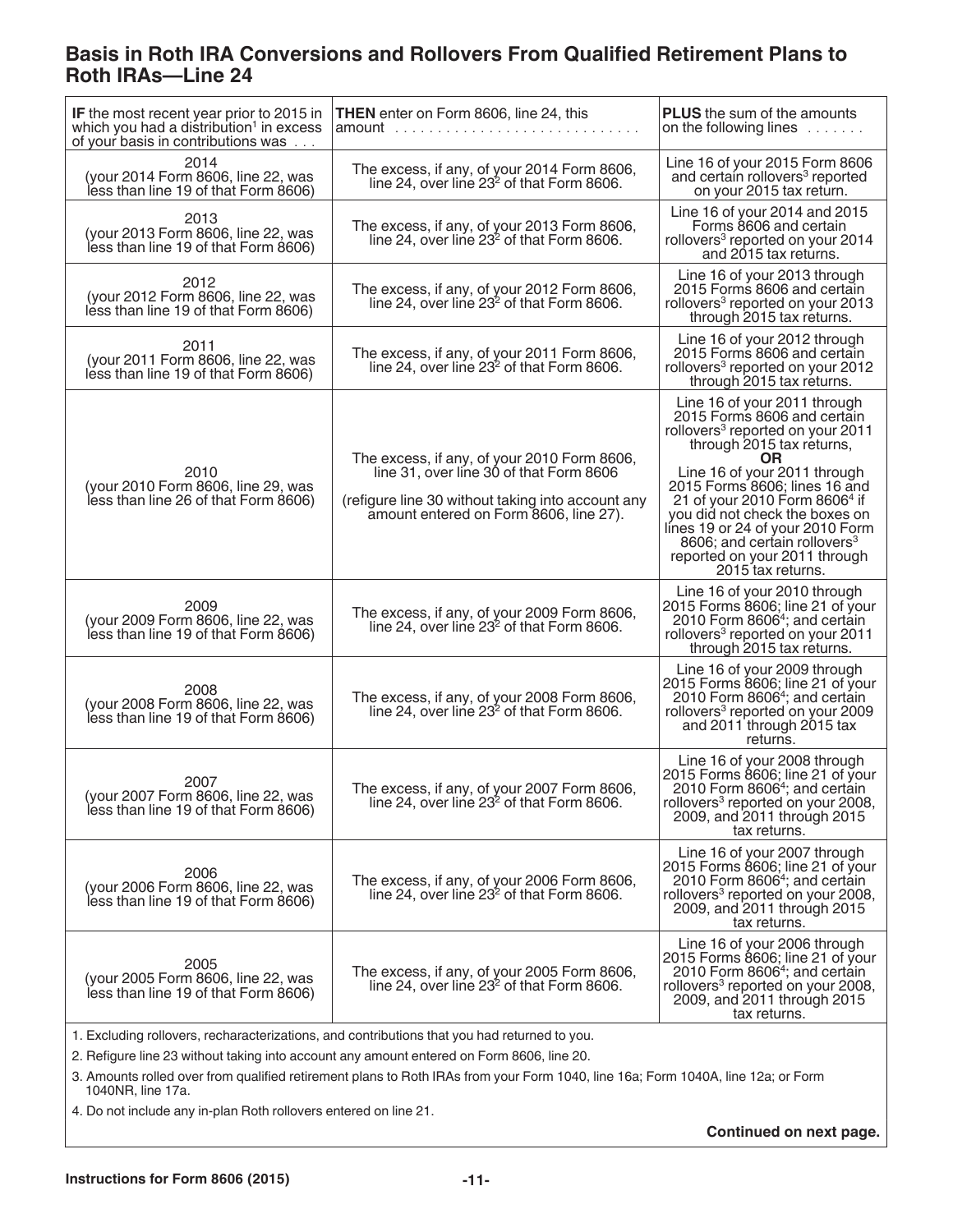## Basis in Roth IRA Conversions and Rollovers From Qualified Retirement Plans to Roth IRAs—Line 24

| IF the most recent year prior to 2015 in which you had a distribution[1] in excess of your basis in contributions was . . . | THEN enter on Form 8606, line 24, this amount . . . . . . . . . . . . . . . . . . . . . . . . . . . . . | PLUS the sum of the amounts on the following lines . . . . . . . |
|---|---|---|
| 2014 (your 2014 Form 8606, line 22, was less than line 19 of that Form 8606) | The excess, if any, of your 2014 Form 8606, line 24, over line 23[2] of that Form 8606. | Line 16 of your 2015 Form 8606 and certain rollovers[3] reported on your 2015 tax return. |
| 2013 (your 2013 Form 8606, line 22, was less than line 19 of that Form 8606) | The excess, if any, of your 2013 Form 8606, line 24, over line 23[2] of that Form 8606. | Line 16 of your 2014 and 2015 Forms 8606 and certain rollovers[3] reported on your 2014 and 2015 tax returns. |
| 2012 (your 2012 Form 8606, line 22, was less than line 19 of that Form 8606) | The excess, if any, of your 2012 Form 8606, line 24, over line 23[2] of that Form 8606. | Line 16 of your 2013 through 2015 Forms 8606 and certain rollovers[3] reported on your 2013 through 2015 tax returns. |
| 2011 (your 2011 Form 8606, line 22, was less than line 19 of that Form 8606) | The excess, if any, of your 2011 Form 8606, line 24, over line 23[2] of that Form 8606. | Line 16 of your 2012 through 2015 Forms 8606 and certain rollovers[3] reported on your 2012 through 2015 tax returns. |
| 2010 (your 2010 Form 8606, line 29, was less than line 26 of that Form 8606) | The excess, if any, of your 2010 Form 8606, line 31, over line 30 of that Form 8606 (refigure line 30 without taking into account any amount entered on Form 8606, line 27). | Line 16 of your 2011 through 2015 Forms 8606 and certain rollovers[3] reported on your 2011 through 2015 tax returns, **OR** Line 16 of your 2011 through 2015 Forms 8606; lines 16 and 21 of your 2010 Form 8606[4] if you did not check the boxes on lines 19 or 24 of your 2010 Form 8606; and certain rollovers[3] reported on your 2011 through 2015 tax returns. |
| 2009 (your 2009 Form 8606, line 22, was less than line 19 of that Form 8606) | The excess, if any, of your 2009 Form 8606, line 24, over line 23[2] of that Form 8606. | Line 16 of your 2010 through 2015 Forms 8606; line 21 of your 2010 Form 8606[4]; and certain rollovers[3] reported on your 2011 through 2015 tax returns. |
| 2008 (your 2008 Form 8606, line 22, was less than line 19 of that Form 8606) | The excess, if any, of your 2008 Form 8606, line 24, over line 23[2] of that Form 8606. | Line 16 of your 2009 through 2015 Forms 8606; line 21 of your 2010 Form 8606[4]; and certain rollovers[3] reported on your 2009 and 2011 through 2015 tax returns. |
| 2007 (your 2007 Form 8606, line 22, was less than line 19 of that Form 8606) | The excess, if any, of your 2007 Form 8606, line 24, over line 23[2] of that Form 8606. | Line 16 of your 2008 through 2015 Forms 8606; line 21 of your 2010 Form 8606[4]; and certain rollovers[3] reported on your 2008, 2009, and 2011 through 2015 tax returns. |
| 2006 (your 2006 Form 8606, line 22, was less than line 19 of that Form 8606) | The excess, if any, of your 2006 Form 8606, line 24, over line 23[2] of that Form 8606. | Line 16 of your 2007 through 2015 Forms 8606; line 21 of your 2010 Form 8606[4]; and certain rollovers[3] reported on your 2008, 2009, and 2011 through 2015 tax returns. |
| 2005 (your 2005 Form 8606, line 22, was less than line 19 of that Form 8606) | The excess, if any, of your 2005 Form 8606, line 24, over line 23[2] of that Form 8606. | Line 16 of your 2006 through 2015 Forms 8606; line 21 of your 2010 Form 8606[4]; and certain rollovers[3] reported on your 2008, 2009, and 2011 through 2015 tax returns. |

1. Excluding rollovers, recharacterizations, and contributions that you had returned to you.
2. Refigure line 23 without taking into account any amount entered on Form 8606, line 20.
3. Amounts rolled over from qualified retirement plans to Roth IRAs from your Form 1040, line 16a; Form 1040A, line 12a; or Form 1040NR, line 17a.
4. Do not include any in-plan Roth rollovers entered on line 21.

**Continued on next page.**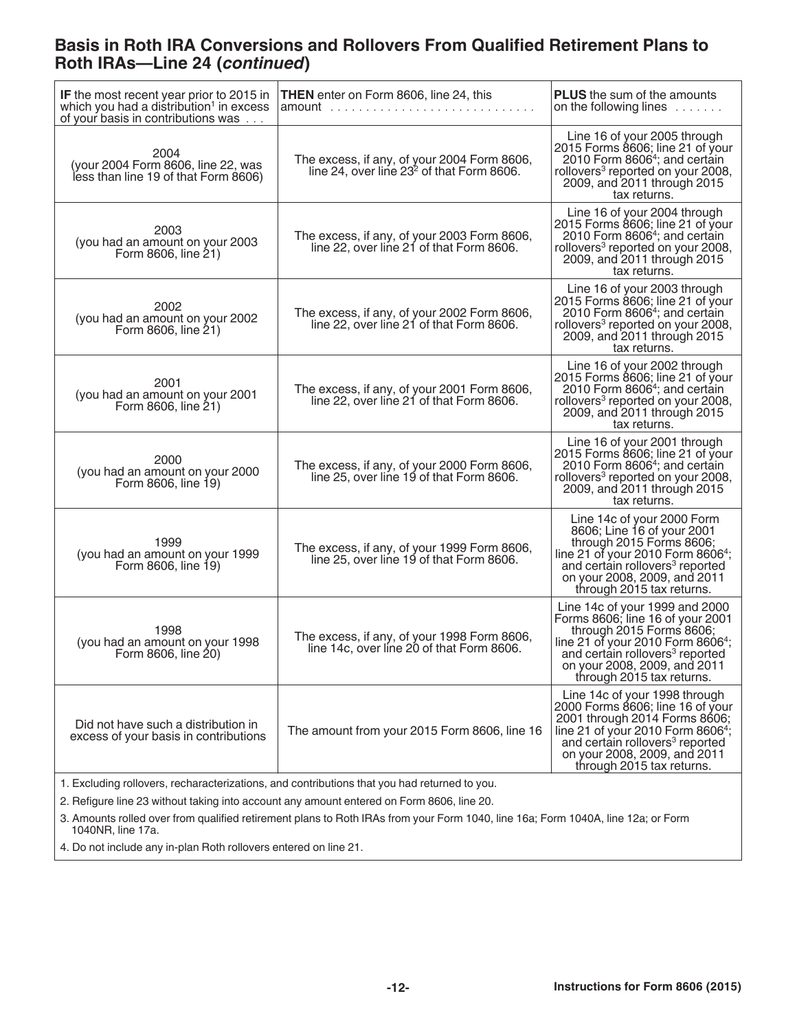## Basis in Roth IRA Conversions and Rollovers From Qualified Retirement Plans to Roth IRAs—Line 24 (*continued*)

| **IF** the most recent year prior to 2015 in which you had a distribution[1] in excess of your basis in contributions was . . . | **THEN** enter on Form 8606, line 24, this amount . . . . . . . . . . . . . . . . . . . . . . . . . . . . . | **PLUS** the sum of the amounts on the following lines . . . . . . . |
|---|---|---|
| 2004 (your 2004 Form 8606, line 22, was less than line 19 of that Form 8606) | The excess, if any, of your 2004 Form 8606, line 24, over line 23[2] of that Form 8606. | Line 16 of your 2005 through 2015 Forms 8606; line 21 of your 2010 Form 8606[4]; and certain rollovers[3] reported on your 2008, 2009, and 2011 through 2015 tax returns. |
| 2003 (you had an amount on your 2003 Form 8606, line 21) | The excess, if any, of your 2003 Form 8606, line 22, over line 21 of that Form 8606. | Line 16 of your 2004 through 2015 Forms 8606; line 21 of your 2010 Form 8606[4]; and certain rollovers[3] reported on your 2008, 2009, and 2011 through 2015 tax returns. |
| 2002 (you had an amount on your 2002 Form 8606, line 21) | The excess, if any, of your 2002 Form 8606, line 22, over line 21 of that Form 8606. | Line 16 of your 2003 through 2015 Forms 8606; line 21 of your 2010 Form 8606[4]; and certain rollovers[3] reported on your 2008, 2009, and 2011 through 2015 tax returns. |
| 2001 (you had an amount on your 2001 Form 8606, line 21) | The excess, if any, of your 2001 Form 8606, line 22, over line 21 of that Form 8606. | Line 16 of your 2002 through 2015 Forms 8606; line 21 of your 2010 Form 8606[4]; and certain rollovers[3] reported on your 2008, 2009, and 2011 through 2015 tax returns. |
| 2000 (you had an amount on your 2000 Form 8606, line 19) | The excess, if any, of your 2000 Form 8606, line 25, over line 19 of that Form 8606. | Line 16 of your 2001 through 2015 Forms 8606; line 21 of your 2010 Form 8606[4]; and certain rollovers[3] reported on your 2008, 2009, and 2011 through 2015 tax returns. |
| 1999 (you had an amount on your 1999 Form 8606, line 19) | The excess, if any, of your 1999 Form 8606, line 25, over line 19 of that Form 8606. | Line 14c of your 2000 Form 8606; Line 16 of your 2001 through 2015 Forms 8606; line 21 of your 2010 Form 8606[4]; and certain rollovers[3] reported on your 2008, 2009, and 2011 through 2015 tax returns. |
| 1998 (you had an amount on your 1998 Form 8606, line 20) | The excess, if any, of your 1998 Form 8606, line 14c, over line 20 of that Form 8606. | Line 14c of your 1999 and 2000 Forms 8606; line 16 of your 2001 through 2015 Forms 8606; line 21 of your 2010 Form 8606[4]; and certain rollovers[3] reported on your 2008, 2009, and 2011 through 2015 tax returns. |
| Did not have such a distribution in excess of your basis in contributions | The amount from your 2015 Form 8606, line 16 | Line 14c of your 1998 through 2000 Forms 8606; line 16 of your 2001 through 2014 Forms 8606; line 21 of your 2010 Form 8606[4]; and certain rollovers[3] reported on your 2008, 2009, and 2011 through 2015 tax returns. |

1. Excluding rollovers, recharacterizations, and contributions that you had returned to you.

2. Refigure line 23 without taking into account any amount entered on Form 8606, line 20.

3. Amounts rolled over from qualified retirement plans to Roth IRAs from your Form 1040, line 16a; Form 1040A, line 12a; or Form 1040NR, line 17a.

4. Do not include any in-plan Roth rollovers entered on line 21.